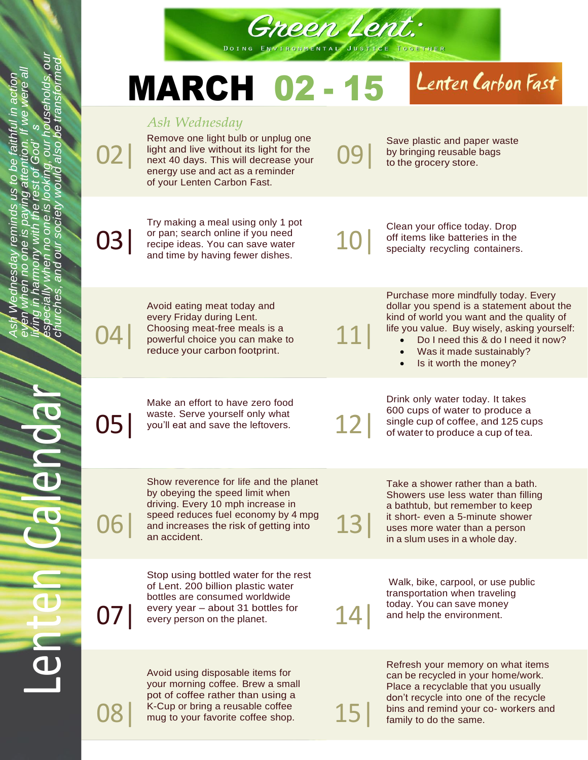# Green Lent:

DOING ENVIRONMENTAL JUSTICE TOGETHER

## MARCH 02 - 15

Lenten Carbon Fast

Lenten Calendar

*Ash Wednesday reminds us to be faithful in action even when no one is paying attention. If we were all living in harmony with the rest of God's creation, especially when no one is looking, our households, our churches, and our society would also be transformed.*

**02** | *Ash Wednesday*
Remove one light bulb or unplug one light and live without its light for the next 40 days. This will decrease your energy use and act as a reminder of your Lenten Carbon Fast.

**03** | Try making a meal using only 1 pot or pan; search online if you need recipe ideas. You can save water and time by having fewer dishes.

**04** | Avoid eating meat today and every Friday during Lent. Choosing meat-free meals is a powerful choice you can make to reduce your carbon footprint.

**05** | Make an effort to have zero food waste. Serve yourself only what you'll eat and save the leftovers.

**06** | Show reverence for life and the planet by obeying the speed limit when driving. Every 10 mph increase in speed reduces fuel economy by 4 mpg and increases the risk of getting into an accident.

**07** | Stop using bottled water for the rest of Lent. 200 billion plastic water bottles are consumed worldwide every year – about 31 bottles for every person on the planet.

**08** | Avoid using disposable items for your morning coffee. Brew a small pot of coffee rather than using a K-Cup or bring a reusable coffee mug to your favorite coffee shop.

**09** | Save plastic and paper waste by bringing reusable bags to the grocery store.

**10** | Clean your office today. Drop off items like batteries in the specialty recycling containers.

**11** | Purchase more mindfully today. Every dollar you spend is a statement about the kind of world you want and the quality of life you value. Buy wisely, asking yourself:

- Do I need this & do I need it now?
- Was it made sustainably?
- Is it worth the money?

**12** | Drink only water today. It takes 600 cups of water to produce a single cup of coffee, and 125 cups of water to produce a cup of tea.

**13** | Take a shower rather than a bath. Showers use less water than filling a bathtub, but remember to keep it short- even a 5-minute shower uses more water than a person in a slum uses in a whole day.

**14** | Walk, bike, carpool, or use public transportation when traveling today. You can save money and help the environment.

**15** | Refresh your memory on what items can be recycled in your home/work. Place a recyclable that you usually don't recycle into one of the recycle bins and remind your co- workers and family to do the same.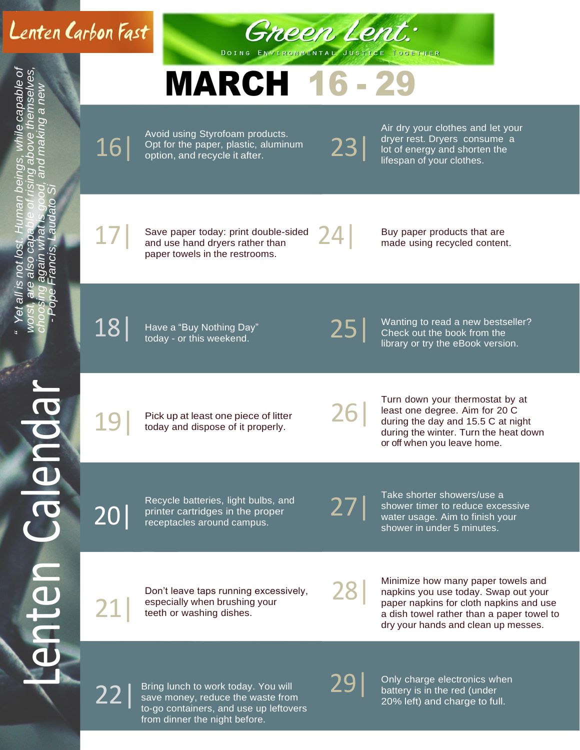Lenten Carbon Fast

# Green Lent:

DOING ENVIRONMENTAL JUSTICE TOGETHER

# MARCH 16 - 29

*" Yet all is not lost. Human beings, while capable of the worst, are also capable of rising above themselves, choosing again what is good, and making a new start. -Pope Francis, Laudato Si*

## Lenten Calendar

**16|** Avoid using Styrofoam products. Opt for the paper, plastic, aluminum option, and recycle it after.

**17|** Save paper today: print double-sided and use hand dryers rather than paper towels in the restrooms.

**18|** Have a "Buy Nothing Day" today - or this weekend.

**19|** Pick up at least one piece of litter today and dispose of it properly.

**20|** Recycle batteries, light bulbs, and printer cartridges in the proper receptacles around campus.

**21|** Don't leave taps running excessively, especially when brushing your teeth or washing dishes.

**22|** Bring lunch to work today. You will save money, reduce the waste from to-go containers, and use up leftovers from dinner the night before.

**23|** Air dry your clothes and let your dryer rest. Dryers consume a lot of energy and shorten the lifespan of your clothes.

**24|** Buy paper products that are made using recycled content.

**25|** Wanting to read a new bestseller? Check out the book from the library or try the eBook version.

**26|** Turn down your thermostat by at least one degree. Aim for 20 C during the day and 15.5 C at night during the winter. Turn the heat down or off when you leave home.

**27|** Take shorter showers/use a shower timer to reduce excessive water usage. Aim to finish your shower in under 5 minutes.

**28|** Minimize how many paper towels and napkins you use today. Swap out your paper napkins for cloth napkins and use a dish towel rather than a paper towel to dry your hands and clean up messes.

**29|** Only charge electronics when battery is in the red (under 20% left) and charge to full.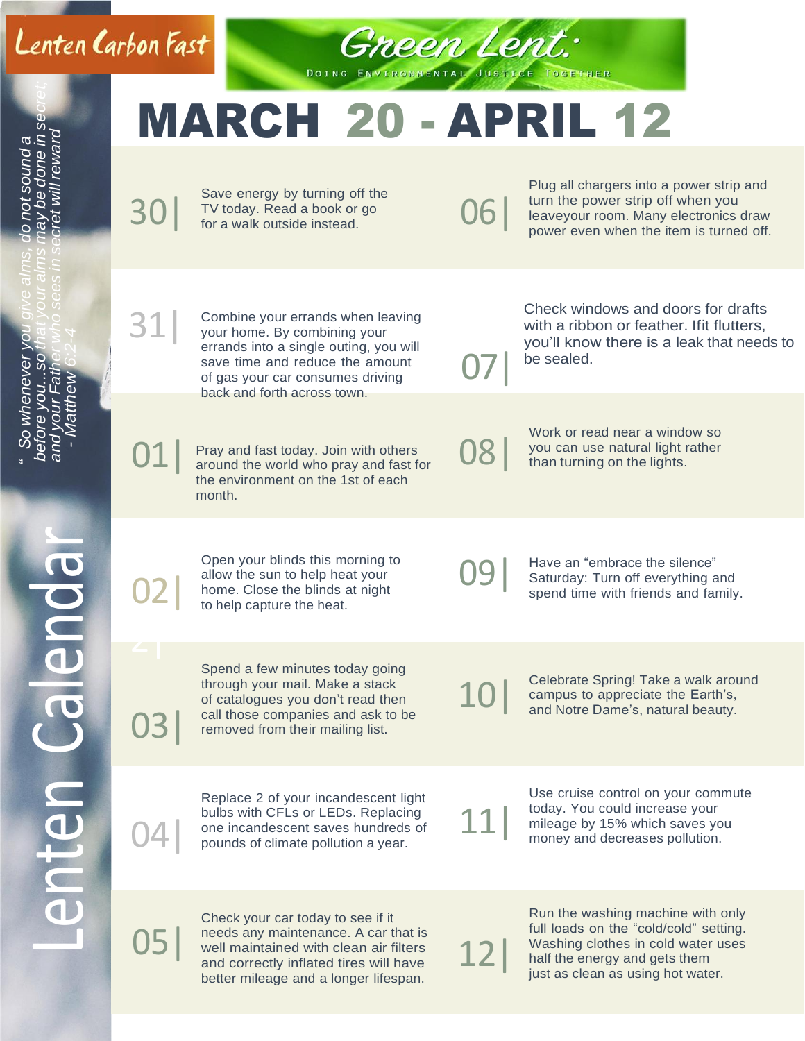Lenten Carbon Fast

# Green Lent:

DOING ENVIRONMENTAL JUSTICE TOGETHER

# MARCH 20 - APRIL 12

" So whenever you give alms, do not sound a trumpet before you...so that your alms may be done in secret; and your Father who sees in secret will reward you.
- Matthew 6:2-4

## Lenten Calendar

**30|** Save energy by turning off the TV today. Read a book or go for a walk outside instead.

**31|** Combine your errands when leaving your home. By combining your errands into a single outing, you will save time and reduce the amount of gas your car consumes driving back and forth across town.

**01|** Pray and fast today. Join with others around the world who pray and fast for the environment on the 1st of each month.

**02|** Open your blinds this morning to allow the sun to help heat your home. Close the blinds at night to help capture the heat.

**03|** Spend a few minutes today going through your mail. Make a stack of catalogues you don't read then call those companies and ask to be removed from their mailing list.

**04|** Replace 2 of your incandescent light bulbs with CFLs or LEDs. Replacing one incandescent saves hundreds of pounds of climate pollution a year.

**05|** Check your car today to see if it needs any maintenance. A car that is well maintained with clean air filters and correctly inflated tires will have better mileage and a longer lifespan.

**06|** Plug all chargers into a power strip and turn the power strip off when you leaveyour room. Many electronics draw power even when the item is turned off.

**07|** Check windows and doors for drafts with a ribbon or feather. Ifit flutters, you'll know there is a leak that needs to be sealed.

**08|** Work or read near a window so you can use natural light rather than turning on the lights.

**09|** Have an "embrace the silence" Saturday: Turn off everything and spend time with friends and family.

**10|** Celebrate Spring! Take a walk around campus to appreciate the Earth's, and Notre Dame's, natural beauty.

**11|** Use cruise control on your commute today. You could increase your mileage by 15% which saves you money and decreases pollution.

**12|** Run the washing machine with only full loads on the "cold/cold" setting. Washing clothes in cold water uses half the energy and gets them just as clean as using hot water.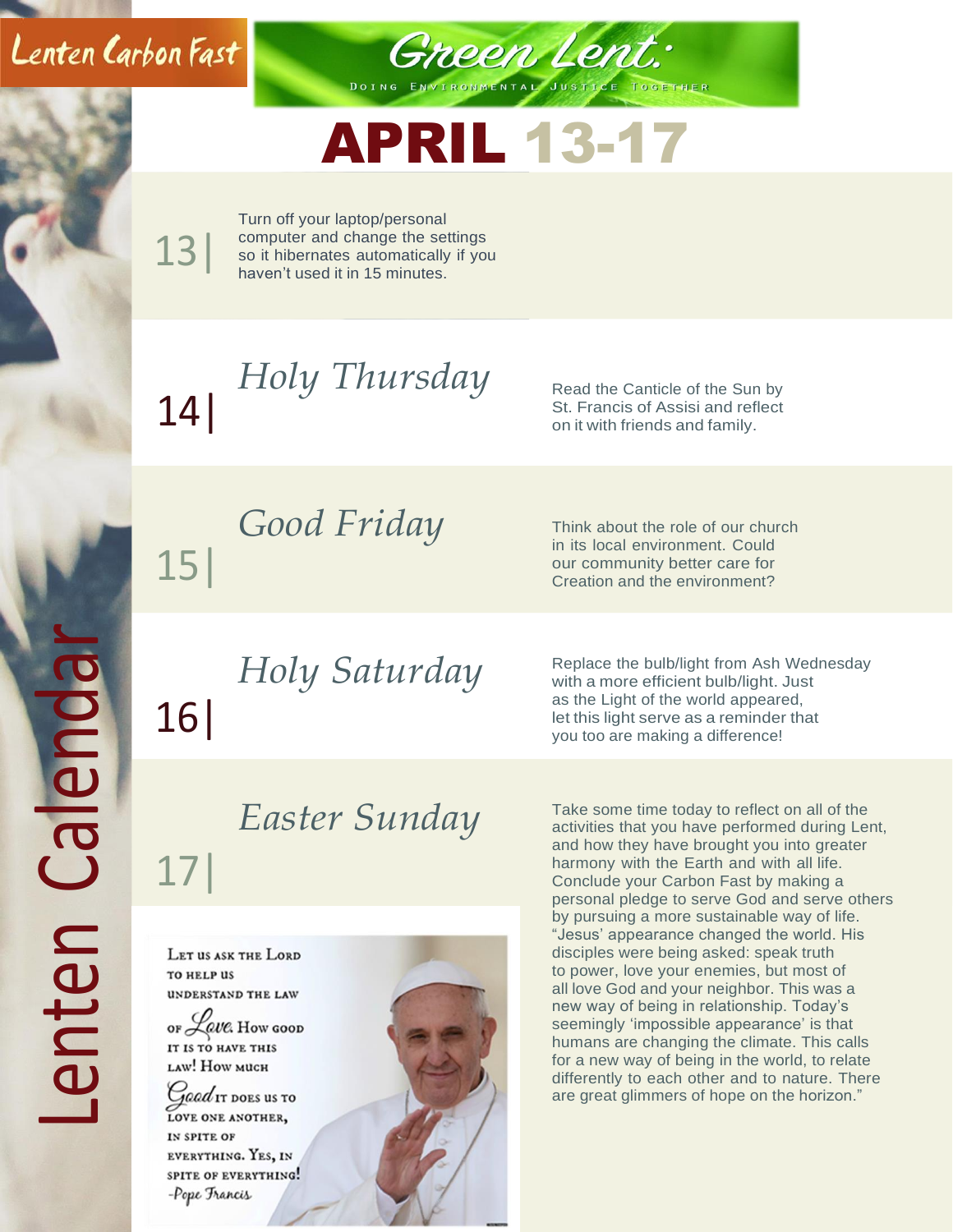Lenten Carbon Fast

# Green Lent:

DOING ENVIRONMENTAL JUSTICE TOGETHER

# APRIL 13-17

**13|** Turn off your laptop/personal computer and change the settings so it hibernates automatically if you haven't used it in 15 minutes.

**14|** *Holy Thursday*

Read the Canticle of the Sun by St. Francis of Assisi and reflect on it with friends and family.

**15|** *Good Friday*

Think about the role of our church in its local environment. Could our community better care for Creation and the environment?

**16|** *Holy Saturday*

Replace the bulb/light from Ash Wednesday with a more efficient bulb/light. Just as the Light of the world appeared, let this light serve as a reminder that you too are making a difference!

**17|** *Easter Sunday*

Take some time today to reflect on all of the activities that you have performed during Lent, and how they have brought you into greater harmony with the Earth and with all life. Conclude your Carbon Fast by making a personal pledge to serve God and serve others by pursuing a more sustainable way of life. "Jesus' appearance changed the world. His disciples were being asked: speak truth to power, love your enemies, but most of all love God and your neighbor. This was a new way of being in relationship. Today's seemingly 'impossible appearance' is that humans are changing the climate. This calls for a new way of being in the world, to relate differently to each other and to nature. There are great glimmers of hope on the horizon."

LET US ASK THE LORD TO HELP US UNDERSTAND THE LAW OF *Love*. HOW GOOD IT IS TO HAVE THIS LAW! HOW MUCH *Good* IT DOES US TO LOVE ONE ANOTHER, IN SPITE OF EVERYTHING. YES, IN SPITE OF EVERYTHING!
-*Pope Francis*

Lenten Calendar